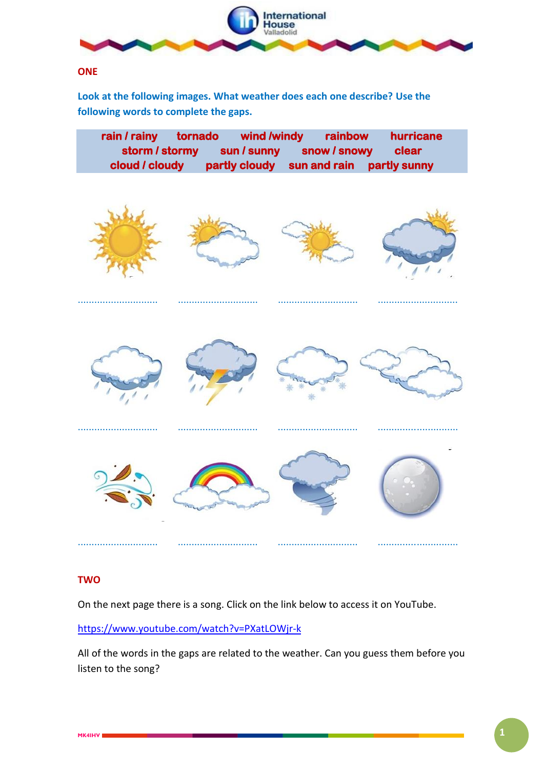## ONE

**Look at the following images. What weather does each one describe? Use the following words to complete the gaps.**

| rain / rainy | tornado | wind /windy | rainbow | hurricane |
|---|---|---|---|---|
| storm / stormy | sun / sunny | snow / snowy | clear | |
| cloud / cloudy | partly cloudy | sun and rain | partly sunny | |

............................  ............................  ............................  ............................

............................  ............................  ............................  ............................

............................  ............................  ............................  ............................

## TWO

On the next page there is a song. Click on the link below to access it on YouTube.

https://www.youtube.com/watch?v=PXatLOWjr-k

All of the words in the gaps are related to the weather. Can you guess them before you listen to the song?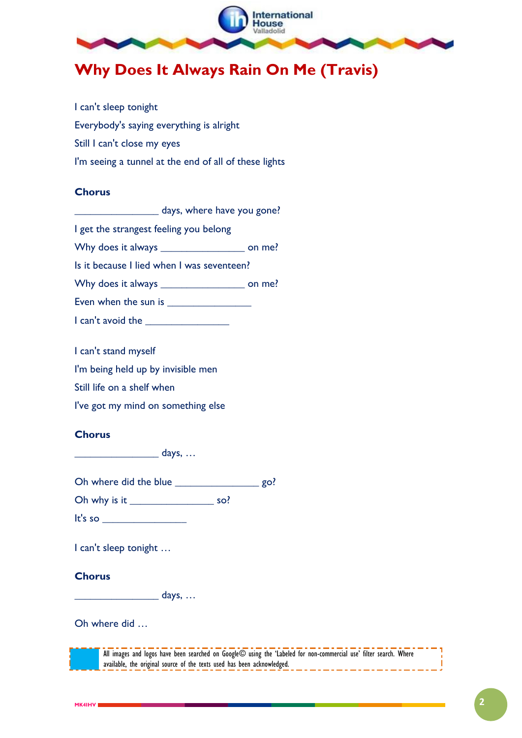# Why Does It Always Rain On Me (Travis)

I can't sleep tonight

Everybody's saying everything is alright

Still I can't close my eyes

I'm seeing a tunnel at the end of all of these lights

**Chorus**

_______________ days, where have you gone?

I get the strangest feeling you belong

Why does it always _______________ on me?

Is it because I lied when I was seventeen?

Why does it always _______________ on me?

Even when the sun is _______________

I can't avoid the _______________

I can't stand myself

I'm being held up by invisible men

Still life on a shelf when

I've got my mind on something else

**Chorus**

_______________ days, …

Oh where did the blue _______________ go?

Oh why is it _______________ so?

It's so _______________

I can't sleep tonight …

**Chorus**

_______________ days, …

Oh where did …

All images and logos have been searched on Google© using the 'Labeled for non-commercial use' filter search. Where available, the original source of the texts used has been acknowledged.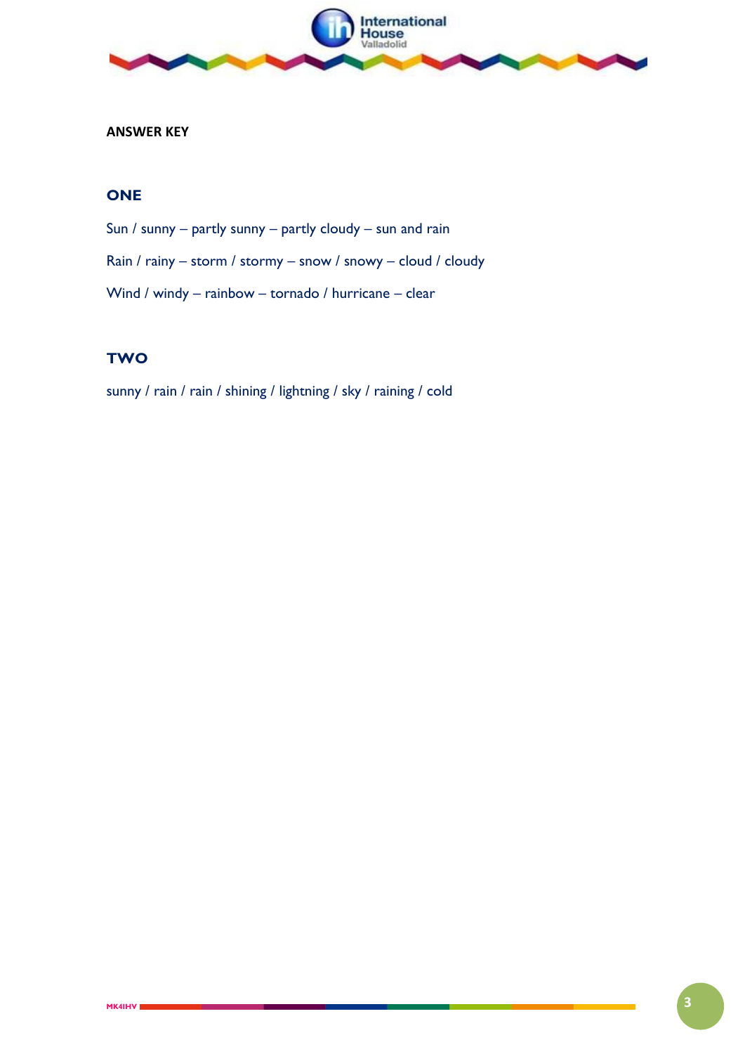**ANSWER KEY**

## ONE

Sun / sunny – partly sunny – partly cloudy – sun and rain

Rain / rainy – storm / stormy – snow / snowy – cloud / cloudy

Wind / windy – rainbow – tornado / hurricane – clear

## TWO

sunny / rain / rain / shining / lightning / sky / raining / cold